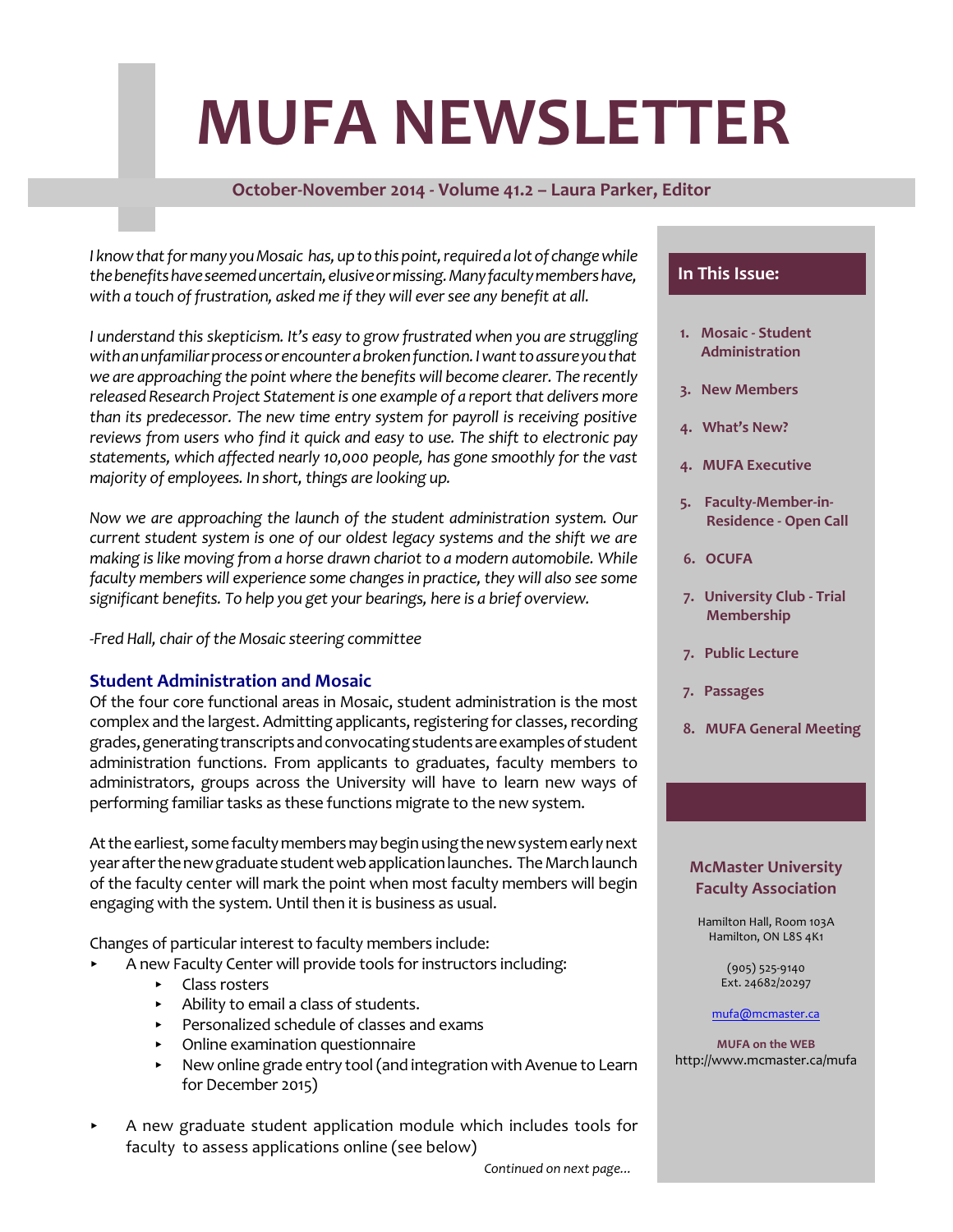# MUFA NEWSLETTER

**October-November 2014 - Volume 41.2 – Laura Parker, Editor**

*I know that for many you Mosaic has, up to this point, required a lot of change while the benefits have seemed uncertain, elusive or missing. Many faculty members have, with a touch of frustration, asked me if they will ever see any benefit at all.*

*I understand this skepticism. It's easy to grow frustrated when you are struggling with an unfamiliar process or encounter a broken function. I want to assure you that we are approaching the point where the benefits will become clearer. The recently released Research Project Statement is one example of a report that delivers more than its predecessor. The new time entry system for payroll is receiving positive reviews from users who find it quick and easy to use. The shift to electronic pay statements, which affected nearly 10,000 people, has gone smoothly for the vast majority of employees. In short, things are looking up.*

*Now we are approaching the launch of the student administration system. Our current student system is one of our oldest legacy systems and the shift we are making is like moving from a horse drawn chariot to a modern automobile. While faculty members will experience some changes in practice, they will also see some significant benefits. To help you get your bearings, here is a brief overview.*

*-Fred Hall, chair of the Mosaic steering committee*

## Student Administration and Mosaic

Of the four core functional areas in Mosaic, student administration is the most complex and the largest. Admitting applicants, registering for classes, recording grades, generating transcripts and convocating students are examples of student administration functions. From applicants to graduates, faculty members to administrators, groups across the University will have to learn new ways of performing familiar tasks as these functions migrate to the new system.

At the earliest, some faculty members may begin using the new system early next year after the new graduate student web application launches. The March launch of the faculty center will mark the point when most faculty members will begin engaging with the system. Until then it is business as usual.

Changes of particular interest to faculty members include:

- A new Faculty Center will provide tools for instructors including:
  - Class rosters
  - Ability to email a class of students.
  - Personalized schedule of classes and exams
  - Online examination questionnaire
  - New online grade entry tool (and integration with Avenue to Learn for December 2015)
- A new graduate student application module which includes tools for faculty to assess applications online (see below)

*Continued on next page...*

## In This Issue:

1. Mosaic - Student Administration
3. New Members
4. What's New?
4. MUFA Executive
5. Faculty-Member-in-Residence - Open Call
6. OCUFA
7. University Club - Trial Membership
7. Public Lecture
7. Passages
8. MUFA General Meeting

**McMaster University Faculty Association**

Hamilton Hall, Room 103A
Hamilton, ON L8S 4K1

(905) 525-9140
Ext. 24682/20297

mufa@mcmaster.ca

**MUFA on the WEB**
http://www.mcmaster.ca/mufa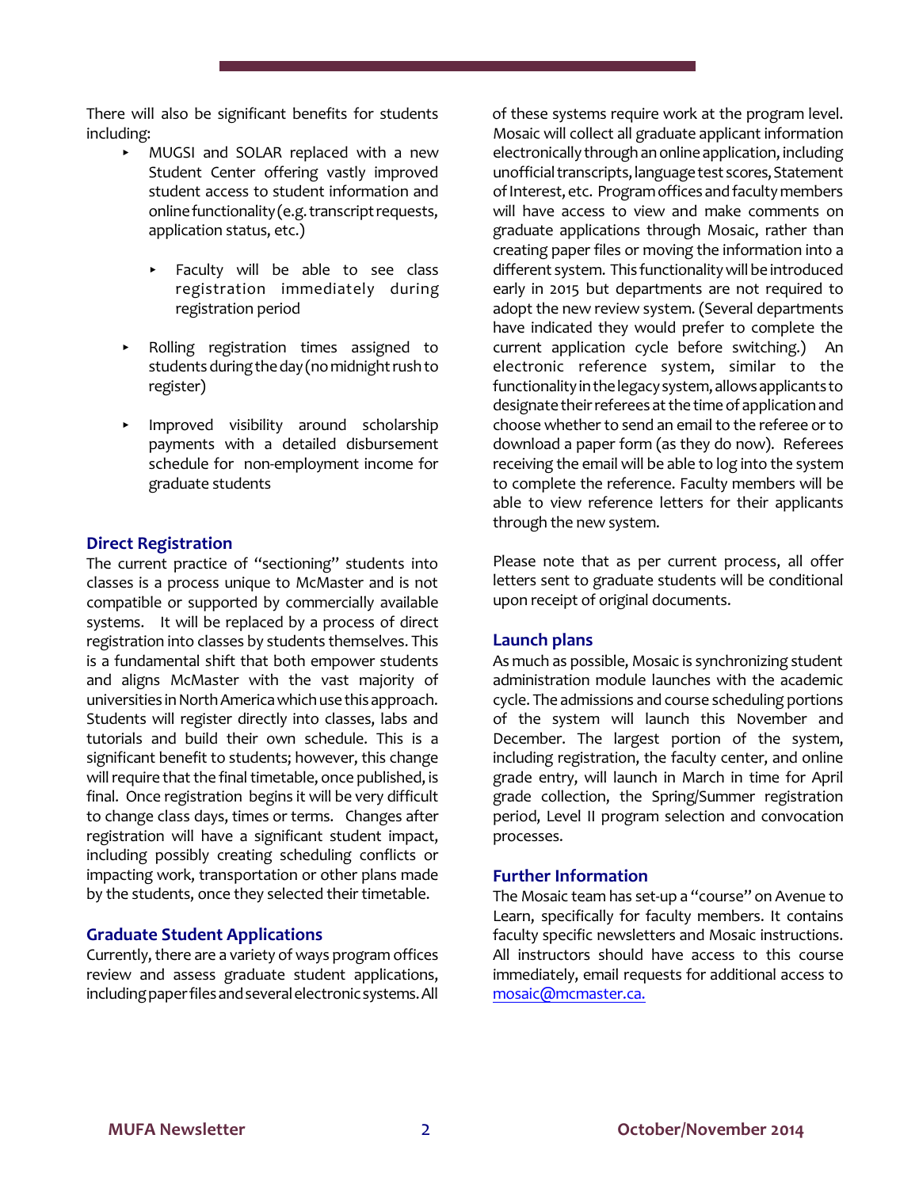There will also be significant benefits for students including:

- MUGSI and SOLAR replaced with a new Student Center offering vastly improved student access to student information and online functionality (e.g. transcript requests, application status, etc.)
    - Faculty will be able to see class registration immediately during registration period
- Rolling registration times assigned to students during the day (no midnight rush to register)
- Improved visibility around scholarship payments with a detailed disbursement schedule for non-employment income for graduate students

## Direct Registration

The current practice of "sectioning" students into classes is a process unique to McMaster and is not compatible or supported by commercially available systems. It will be replaced by a process of direct registration into classes by students themselves. This is a fundamental shift that both empower students and aligns McMaster with the vast majority of universities in North America which use this approach. Students will register directly into classes, labs and tutorials and build their own schedule. This is a significant benefit to students; however, this change will require that the final timetable, once published, is final. Once registration begins it will be very difficult to change class days, times or terms. Changes after registration will have a significant student impact, including possibly creating scheduling conflicts or impacting work, transportation or other plans made by the students, once they selected their timetable.

## Graduate Student Applications

Currently, there are a variety of ways program offices review and assess graduate student applications, including paper files and several electronic systems. All of these systems require work at the program level. Mosaic will collect all graduate applicant information electronically through an online application, including unofficial transcripts, language test scores, Statement of Interest, etc. Program offices and faculty members will have access to view and make comments on graduate applications through Mosaic, rather than creating paper files or moving the information into a different system. This functionality will be introduced early in 2015 but departments are not required to adopt the new review system. (Several departments have indicated they would prefer to complete the current application cycle before switching.) An electronic reference system, similar to the functionality in the legacy system, allows applicants to designate their referees at the time of application and choose whether to send an email to the referee or to download a paper form (as they do now). Referees receiving the email will be able to log into the system to complete the reference. Faculty members will be able to view reference letters for their applicants through the new system.

Please note that as per current process, all offer letters sent to graduate students will be conditional upon receipt of original documents.

## Launch plans

As much as possible, Mosaic is synchronizing student administration module launches with the academic cycle. The admissions and course scheduling portions of the system will launch this November and December. The largest portion of the system, including registration, the faculty center, and online grade entry, will launch in March in time for April grade collection, the Spring/Summer registration period, Level II program selection and convocation processes.

## Further Information

The Mosaic team has set-up a "course" on Avenue to Learn, specifically for faculty members. It contains faculty specific newsletters and Mosaic instructions. All instructors should have access to this course immediately, email requests for additional access to mosaic@mcmaster.ca.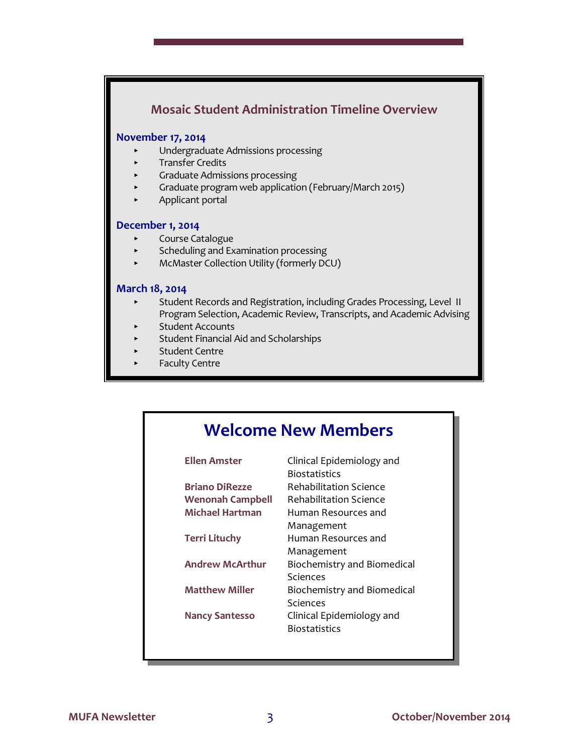## Mosaic Student Administration Timeline Overview

**November 17, 2014**

- Undergraduate Admissions processing
- Transfer Credits
- Graduate Admissions processing
- Graduate program web application (February/March 2015)
- Applicant portal

**December 1, 2014**

- Course Catalogue
- Scheduling and Examination processing
- McMaster Collection Utility (formerly DCU)

**March 18, 2014**

- Student Records and Registration, including Grades Processing, Level II Program Selection, Academic Review, Transcripts, and Academic Advising
- Student Accounts
- Student Financial Aid and Scholarships
- Student Centre
- Faculty Centre

## Welcome New Members

| | |
|---|---|
| **Ellen Amster** | Clinical Epidemiology and Biostatistics |
| **Briano DiRezze** | Rehabilitation Science |
| **Wenonah Campbell** | Rehabilitation Science |
| **Michael Hartman** | Human Resources and Management |
| **Terri Lituchy** | Human Resources and Management |
| **Andrew McArthur** | Biochemistry and Biomedical Sciences |
| **Matthew Miller** | Biochemistry and Biomedical Sciences |
| **Nancy Santesso** | Clinical Epidemiology and Biostatistics |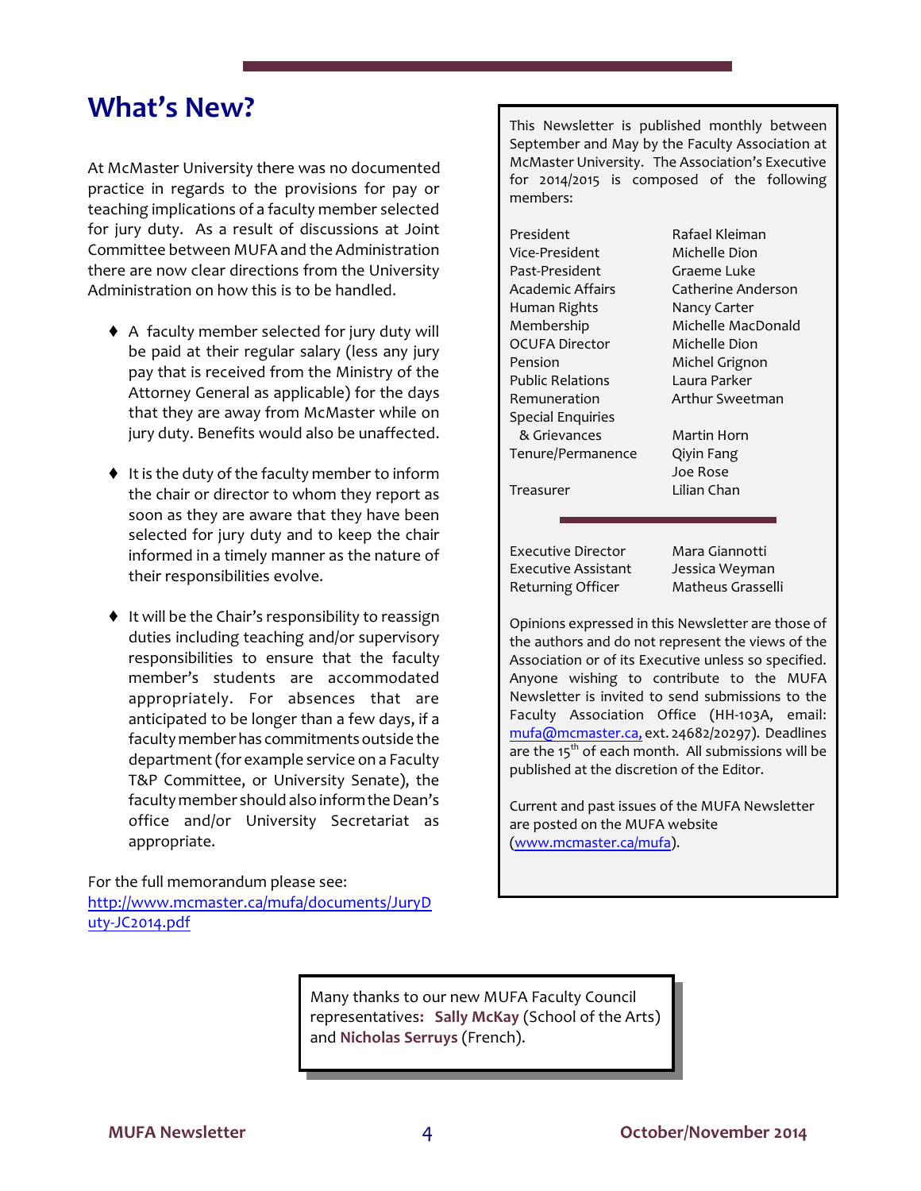## What's New?

At McMaster University there was no documented practice in regards to the provisions for pay or teaching implications of a faculty member selected for jury duty. As a result of discussions at Joint Committee between MUFA and the Administration there are now clear directions from the University Administration on how this is to be handled.

- A faculty member selected for jury duty will be paid at their regular salary (less any jury pay that is received from the Ministry of the Attorney General as applicable) for the days that they are away from McMaster while on jury duty. Benefits would also be unaffected.
- It is the duty of the faculty member to inform the chair or director to whom they report as soon as they are aware that they have been selected for jury duty and to keep the chair informed in a timely manner as the nature of their responsibilities evolve.
- It will be the Chair's responsibility to reassign duties including teaching and/or supervisory responsibilities to ensure that the faculty member's students are accommodated appropriately. For absences that are anticipated to be longer than a few days, if a faculty member has commitments outside the department (for example service on a Faculty T&P Committee, or University Senate), the faculty member should also inform the Dean's office and/or University Secretariat as appropriate.

For the full memorandum please see: http://www.mcmaster.ca/mufa/documents/JuryDuty-JC2014.pdf

This Newsletter is published monthly between September and May by the Faculty Association at McMaster University. The Association's Executive for 2014/2015 is composed of the following members:

| | |
|---|---|
| President | Rafael Kleiman |
| Vice-President | Michelle Dion |
| Past-President | Graeme Luke |
| Academic Affairs | Catherine Anderson |
| Human Rights | Nancy Carter |
| Membership | Michelle MacDonald |
| OCUFA Director | Michelle Dion |
| Pension | Michel Grignon |
| Public Relations | Laura Parker |
| Remuneration | Arthur Sweetman |
| Special Enquiries & Grievances | Martin Horn |
| Tenure/Permanence | Qiyin Fang |
| | Joe Rose |
| Treasurer | Lilian Chan |

| | |
|---|---|
| Executive Director | Mara Giannotti |
| Executive Assistant | Jessica Weyman |
| Returning Officer | Matheus Grasselli |

Opinions expressed in this Newsletter are those of the authors and do not represent the views of the Association or of its Executive unless so specified. Anyone wishing to contribute to the MUFA Newsletter is invited to send submissions to the Faculty Association Office (HH-103A, email: mufa@mcmaster.ca, ext. 24682/20297). Deadlines are the 15th of each month. All submissions will be published at the discretion of the Editor.

Current and past issues of the MUFA Newsletter are posted on the MUFA website (www.mcmaster.ca/mufa).

Many thanks to our new MUFA Faculty Council representatives: **Sally McKay** (School of the Arts) and **Nicholas Serruys** (French).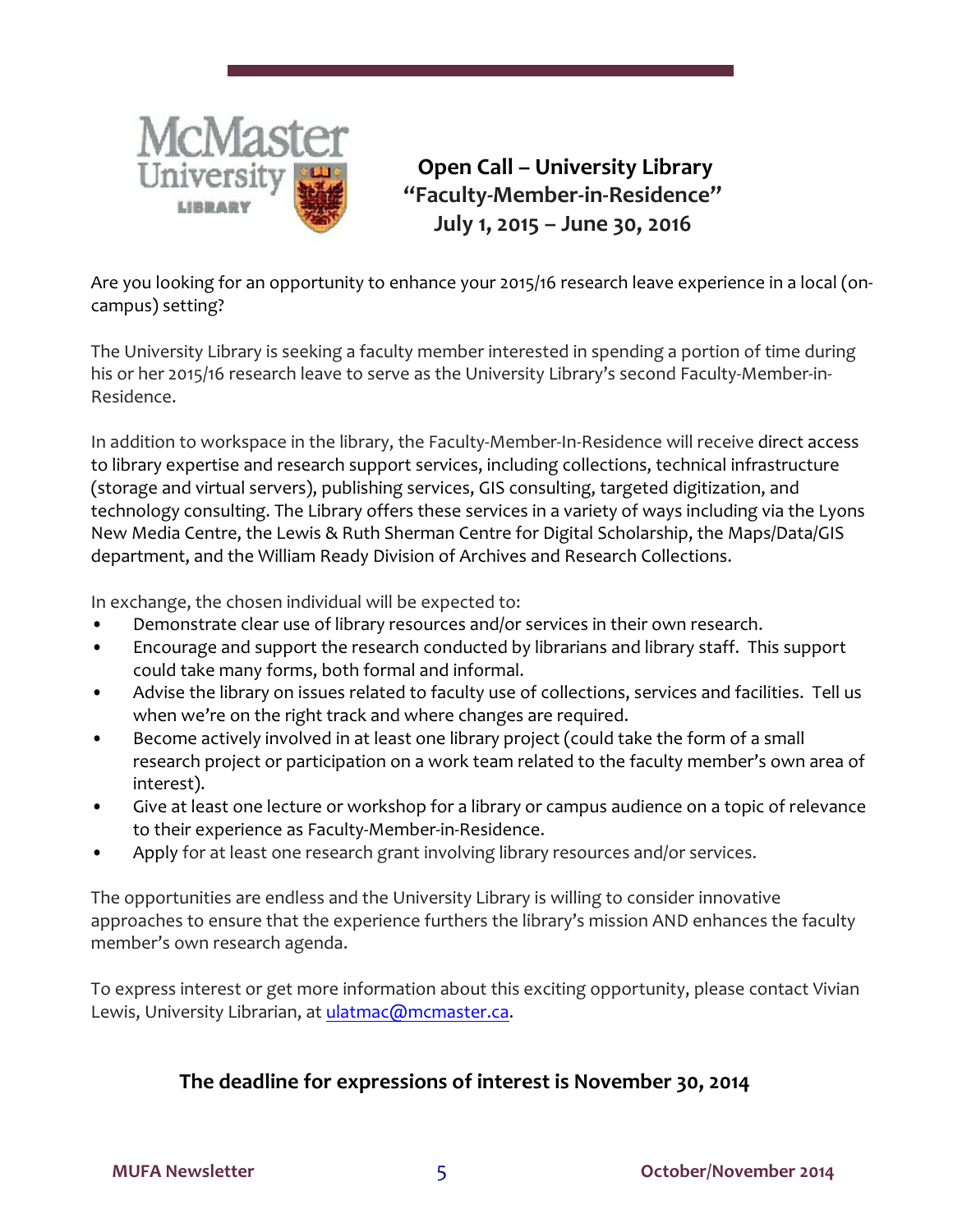# Open Call – University Library "Faculty-Member-in-Residence" July 1, 2015 – June 30, 2016

Are you looking for an opportunity to enhance your 2015/16 research leave experience in a local (on-campus) setting?

The University Library is seeking a faculty member interested in spending a portion of time during his or her 2015/16 research leave to serve as the University Library's second Faculty-Member-in-Residence.

In addition to workspace in the library, the Faculty-Member-In-Residence will receive direct access to library expertise and research support services, including collections, technical infrastructure (storage and virtual servers), publishing services, GIS consulting, targeted digitization, and technology consulting. The Library offers these services in a variety of ways including via the Lyons New Media Centre, the Lewis & Ruth Sherman Centre for Digital Scholarship, the Maps/Data/GIS department, and the William Ready Division of Archives and Research Collections.

In exchange, the chosen individual will be expected to:

- Demonstrate clear use of library resources and/or services in their own research.
- Encourage and support the research conducted by librarians and library staff. This support could take many forms, both formal and informal.
- Advise the library on issues related to faculty use of collections, services and facilities. Tell us when we're on the right track and where changes are required.
- Become actively involved in at least one library project (could take the form of a small research project or participation on a work team related to the faculty member's own area of interest).
- Give at least one lecture or workshop for a library or campus audience on a topic of relevance to their experience as Faculty-Member-in-Residence.
- Apply for at least one research grant involving library resources and/or services.

The opportunities are endless and the University Library is willing to consider innovative approaches to ensure that the experience furthers the library's mission AND enhances the faculty member's own research agenda.

To express interest or get more information about this exciting opportunity, please contact Vivian Lewis, University Librarian, at ulatmac@mcmaster.ca.

**The deadline for expressions of interest is November 30, 2014**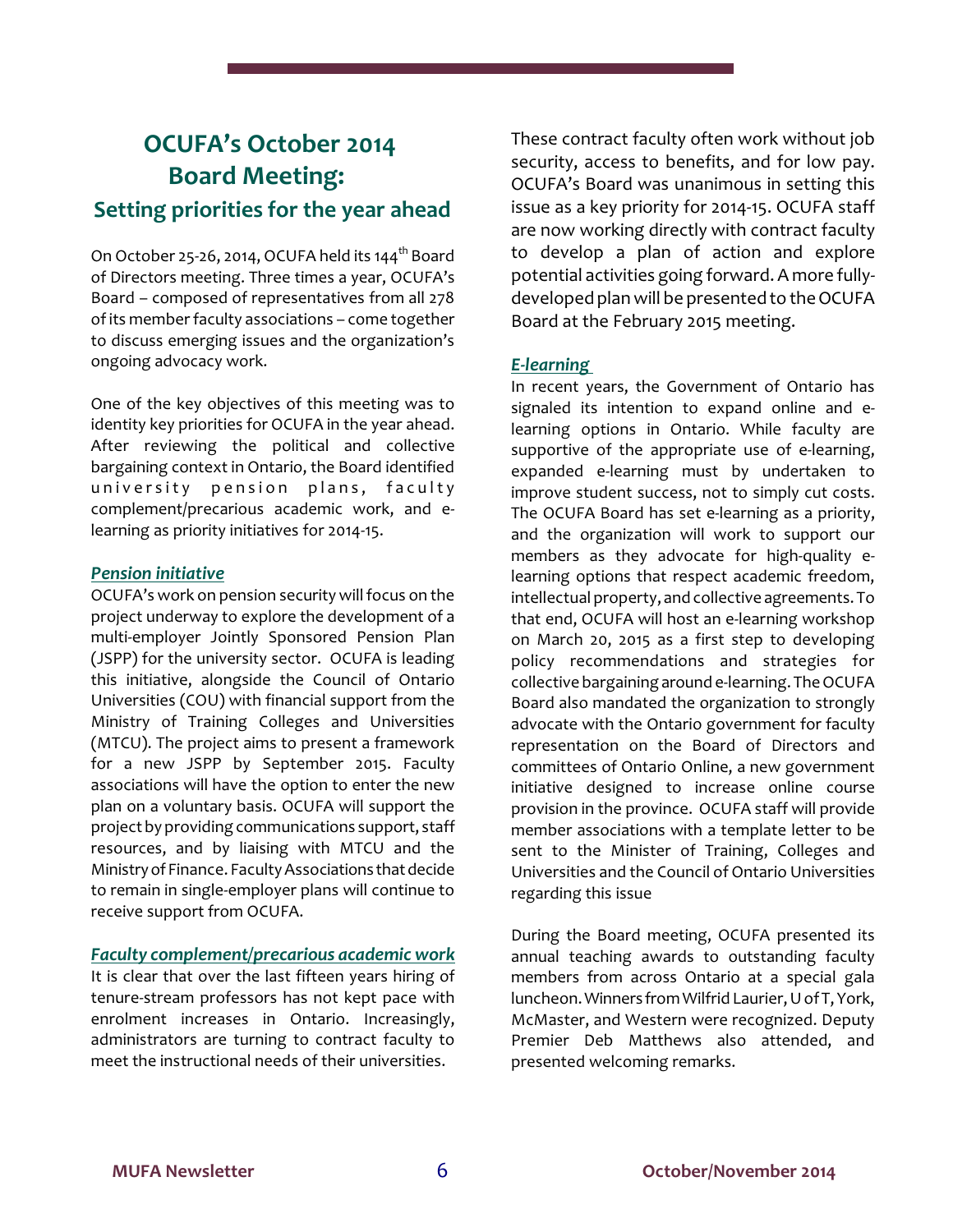## OCUFA's October 2014 Board Meeting:

### Setting priorities for the year ahead

On October 25-26, 2014, OCUFA held its 144th Board of Directors meeting. Three times a year, OCUFA's Board – composed of representatives from all 278 of its member faculty associations – come together to discuss emerging issues and the organization's ongoing advocacy work.

One of the key objectives of this meeting was to identity key priorities for OCUFA in the year ahead. After reviewing the political and collective bargaining context in Ontario, the Board identified university pension plans, faculty complement/precarious academic work, and e-learning as priority initiatives for 2014-15.

***Pension initiative***

OCUFA's work on pension security will focus on the project underway to explore the development of a multi-employer Jointly Sponsored Pension Plan (JSPP) for the university sector. OCUFA is leading this initiative, alongside the Council of Ontario Universities (COU) with financial support from the Ministry of Training Colleges and Universities (MTCU). The project aims to present a framework for a new JSPP by September 2015. Faculty associations will have the option to enter the new plan on a voluntary basis. OCUFA will support the project by providing communications support, staff resources, and by liaising with MTCU and the Ministry of Finance. Faculty Associations that decide to remain in single-employer plans will continue to receive support from OCUFA.

***Faculty complement/precarious academic work***

It is clear that over the last fifteen years hiring of tenure-stream professors has not kept pace with enrolment increases in Ontario. Increasingly, administrators are turning to contract faculty to meet the instructional needs of their universities. These contract faculty often work without job security, access to benefits, and for low pay. OCUFA's Board was unanimous in setting this issue as a key priority for 2014-15. OCUFA staff are now working directly with contract faculty to develop a plan of action and explore potential activities going forward. A more fully-developed plan will be presented to the OCUFA Board at the February 2015 meeting.

***E-learning***

In recent years, the Government of Ontario has signaled its intention to expand online and e-learning options in Ontario. While faculty are supportive of the appropriate use of e-learning, expanded e-learning must by undertaken to improve student success, not to simply cut costs. The OCUFA Board has set e-learning as a priority, and the organization will work to support our members as they advocate for high-quality e-learning options that respect academic freedom, intellectual property, and collective agreements. To that end, OCUFA will host an e-learning workshop on March 20, 2015 as a first step to developing policy recommendations and strategies for collective bargaining around e-learning. The OCUFA Board also mandated the organization to strongly advocate with the Ontario government for faculty representation on the Board of Directors and committees of Ontario Online, a new government initiative designed to increase online course provision in the province. OCUFA staff will provide member associations with a template letter to be sent to the Minister of Training, Colleges and Universities and the Council of Ontario Universities regarding this issue

During the Board meeting, OCUFA presented its annual teaching awards to outstanding faculty members from across Ontario at a special gala luncheon. Winners from Wilfrid Laurier, U of T, York, McMaster, and Western were recognized. Deputy Premier Deb Matthews also attended, and presented welcoming remarks.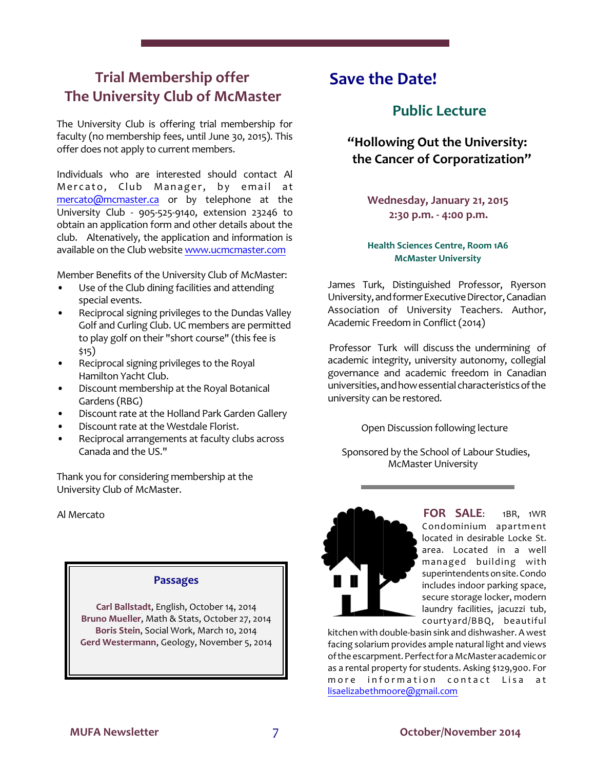## Trial Membership offer
## The University Club of McMaster

The University Club is offering trial membership for faculty (no membership fees, until June 30, 2015). This offer does not apply to current members.

Individuals who are interested should contact Al Mercato, Club Manager, by email at mercato@mcmaster.ca or by telephone at the University Club - 905-525-9140, extension 23246 to obtain an application form and other details about the club. Altenatively, the application and information is available on the Club website www.ucmcmaster.com

Member Benefits of the University Club of McMaster:

- Use of the Club dining facilities and attending special events.
- Reciprocal signing privileges to the Dundas Valley Golf and Curling Club. UC members are permitted to play golf on their "short course" (this fee is $15)
- Reciprocal signing privileges to the Royal Hamilton Yacht Club.
- Discount membership at the Royal Botanical Gardens (RBG)
- Discount rate at the Holland Park Garden Gallery
- Discount rate at the Westdale Florist.
- Reciprocal arrangements at faculty clubs across Canada and the US."

Thank you for considering membership at the University Club of McMaster.

Al Mercato

### Passages

**Carl Ballstadt**, English, October 14, 2014
**Bruno Mueller**, Math & Stats, October 27, 2014
**Boris Stein**, Social Work, March 10, 2014
**Gerd Westermann**, Geology, November 5, 2014

## Save the Date!

### Public Lecture

### "Hollowing Out the University: the Cancer of Corporatization"

**Wednesday, January 21, 2015**
**2:30 p.m. - 4:00 p.m.**

**Health Sciences Centre, Room 1A6**
**McMaster University**

James Turk, Distinguished Professor, Ryerson University, and former Executive Director, Canadian Association of University Teachers. Author, Academic Freedom in Conflict (2014)

Professor Turk will discuss the undermining of academic integrity, university autonomy, collegial governance and academic freedom in Canadian universities, and how essential characteristics of the university can be restored.

Open Discussion following lecture

Sponsored by the School of Labour Studies, McMaster University

**FOR SALE**: 1BR, 1WR Condominium apartment located in desirable Locke St. area. Located in a well managed building with superintendents on site. Condo includes indoor parking space, secure storage locker, modern laundry facilities, jacuzzi tub, courtyard/BBQ, beautiful kitchen with double-basin sink and dishwasher. A west facing solarium provides ample natural light and views of the escarpment. Perfect for a McMaster academic or as a rental property for students. Asking $129,900. For more information contact Lisa at lisaelizabethmoore@gmail.com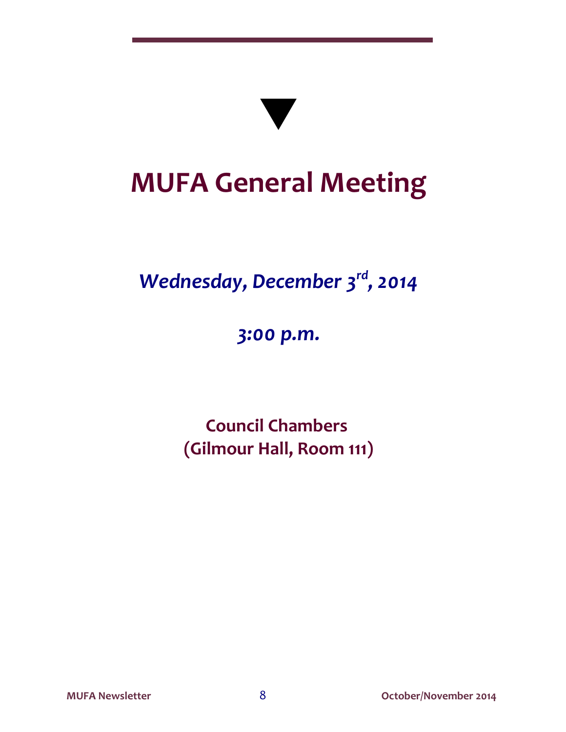# MUFA General Meeting

***Wednesday, December 3rd, 2014***

***3:00 p.m.***

**Council Chambers**
**(Gilmour Hall, Room 111)**